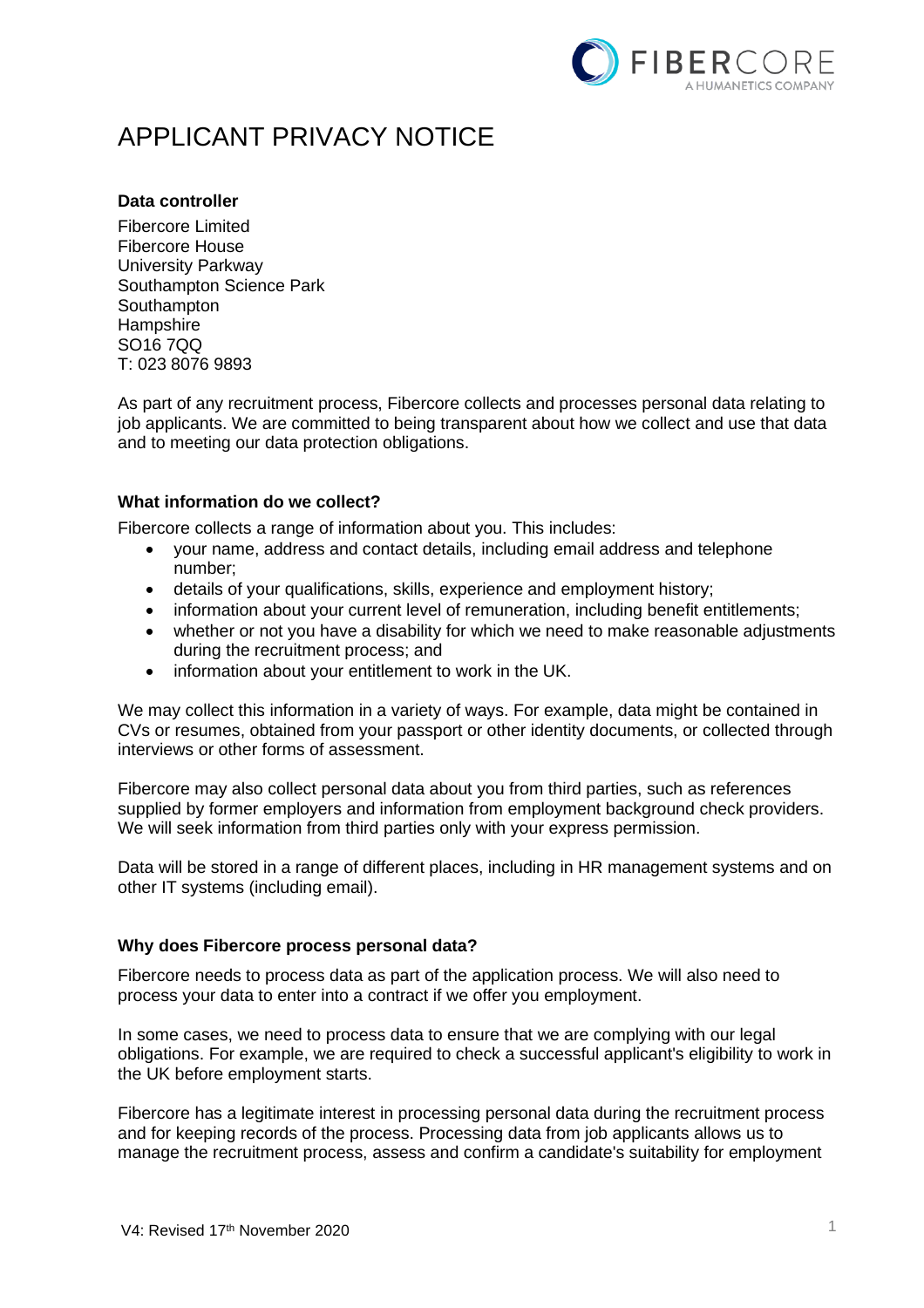# APPLICANT PRIVACY NOTICE

**Data controller**

Fibercore Limited
Fibercore House
University Parkway
Southampton Science Park
Southampton
Hampshire
SO16 7QQ
T: 023 8076 9893

As part of any recruitment process, Fibercore collects and processes personal data relating to job applicants. We are committed to being transparent about how we collect and use that data and to meeting our data protection obligations.

**What information do we collect?**

Fibercore collects a range of information about you. This includes:

- your name, address and contact details, including email address and telephone number;
- details of your qualifications, skills, experience and employment history;
- information about your current level of remuneration, including benefit entitlements;
- whether or not you have a disability for which we need to make reasonable adjustments during the recruitment process; and
- information about your entitlement to work in the UK.

We may collect this information in a variety of ways. For example, data might be contained in CVs or resumes, obtained from your passport or other identity documents, or collected through interviews or other forms of assessment.

Fibercore may also collect personal data about you from third parties, such as references supplied by former employers and information from employment background check providers. We will seek information from third parties only with your express permission.

Data will be stored in a range of different places, including in HR management systems and on other IT systems (including email).

**Why does Fibercore process personal data?**

Fibercore needs to process data as part of the application process. We will also need to process your data to enter into a contract if we offer you employment.

In some cases, we need to process data to ensure that we are complying with our legal obligations. For example, we are required to check a successful applicant's eligibility to work in the UK before employment starts.

Fibercore has a legitimate interest in processing personal data during the recruitment process and for keeping records of the process. Processing data from job applicants allows us to manage the recruitment process, assess and confirm a candidate's suitability for employment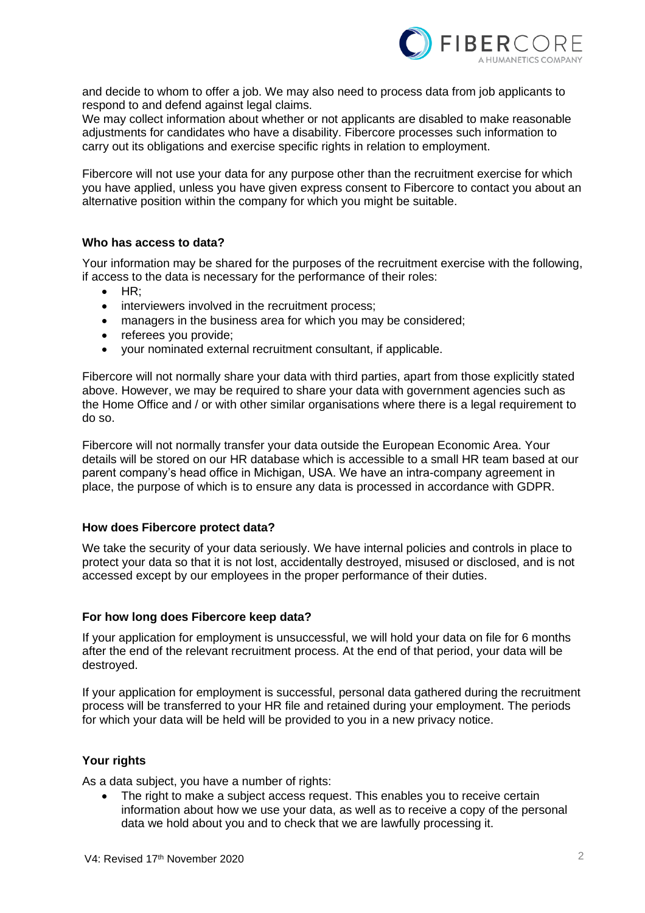and decide to whom to offer a job. We may also need to process data from job applicants to respond to and defend against legal claims.
We may collect information about whether or not applicants are disabled to make reasonable adjustments for candidates who have a disability. Fibercore processes such information to carry out its obligations and exercise specific rights in relation to employment.

Fibercore will not use your data for any purpose other than the recruitment exercise for which you have applied, unless you have given express consent to Fibercore to contact you about an alternative position within the company for which you might be suitable.

**Who has access to data?**

Your information may be shared for the purposes of the recruitment exercise with the following, if access to the data is necessary for the performance of their roles:

- HR;
- interviewers involved in the recruitment process;
- managers in the business area for which you may be considered;
- referees you provide;
- your nominated external recruitment consultant, if applicable.

Fibercore will not normally share your data with third parties, apart from those explicitly stated above. However, we may be required to share your data with government agencies such as the Home Office and / or with other similar organisations where there is a legal requirement to do so.

Fibercore will not normally transfer your data outside the European Economic Area. Your details will be stored on our HR database which is accessible to a small HR team based at our parent company's head office in Michigan, USA. We have an intra-company agreement in place, the purpose of which is to ensure any data is processed in accordance with GDPR.

**How does Fibercore protect data?**

We take the security of your data seriously. We have internal policies and controls in place to protect your data so that it is not lost, accidentally destroyed, misused or disclosed, and is not accessed except by our employees in the proper performance of their duties.

**For how long does Fibercore keep data?**

If your application for employment is unsuccessful, we will hold your data on file for 6 months after the end of the relevant recruitment process. At the end of that period, your data will be destroyed.

If your application for employment is successful, personal data gathered during the recruitment process will be transferred to your HR file and retained during your employment. The periods for which your data will be held will be provided to you in a new privacy notice.

**Your rights**

As a data subject, you have a number of rights:

- The right to make a subject access request. This enables you to receive certain information about how we use your data, as well as to receive a copy of the personal data we hold about you and to check that we are lawfully processing it.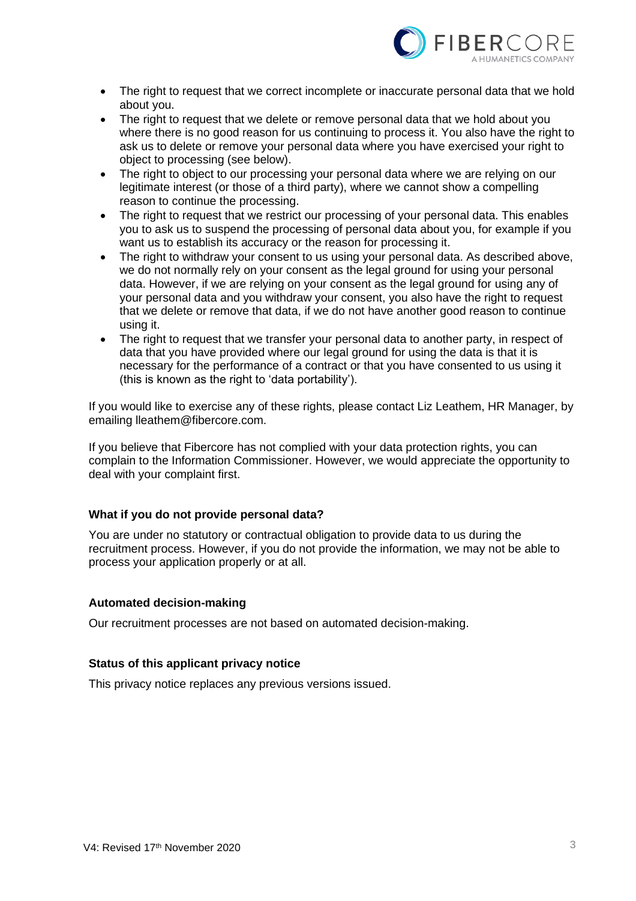- The right to request that we correct incomplete or inaccurate personal data that we hold about you.
- The right to request that we delete or remove personal data that we hold about you where there is no good reason for us continuing to process it. You also have the right to ask us to delete or remove your personal data where you have exercised your right to object to processing (see below).
- The right to object to our processing your personal data where we are relying on our legitimate interest (or those of a third party), where we cannot show a compelling reason to continue the processing.
- The right to request that we restrict our processing of your personal data. This enables you to ask us to suspend the processing of personal data about you, for example if you want us to establish its accuracy or the reason for processing it.
- The right to withdraw your consent to us using your personal data. As described above, we do not normally rely on your consent as the legal ground for using your personal data. However, if we are relying on your consent as the legal ground for using any of your personal data and you withdraw your consent, you also have the right to request that we delete or remove that data, if we do not have another good reason to continue using it.
- The right to request that we transfer your personal data to another party, in respect of data that you have provided where our legal ground for using the data is that it is necessary for the performance of a contract or that you have consented to us using it (this is known as the right to 'data portability').

If you would like to exercise any of these rights, please contact Liz Leathem, HR Manager, by emailing lleathem@fibercore.com.

If you believe that Fibercore has not complied with your data protection rights, you can complain to the Information Commissioner. However, we would appreciate the opportunity to deal with your complaint first.

**What if you do not provide personal data?**

You are under no statutory or contractual obligation to provide data to us during the recruitment process. However, if you do not provide the information, we may not be able to process your application properly or at all.

**Automated decision-making**

Our recruitment processes are not based on automated decision-making.

**Status of this applicant privacy notice**

This privacy notice replaces any previous versions issued.

V4: Revised 17th November 2020